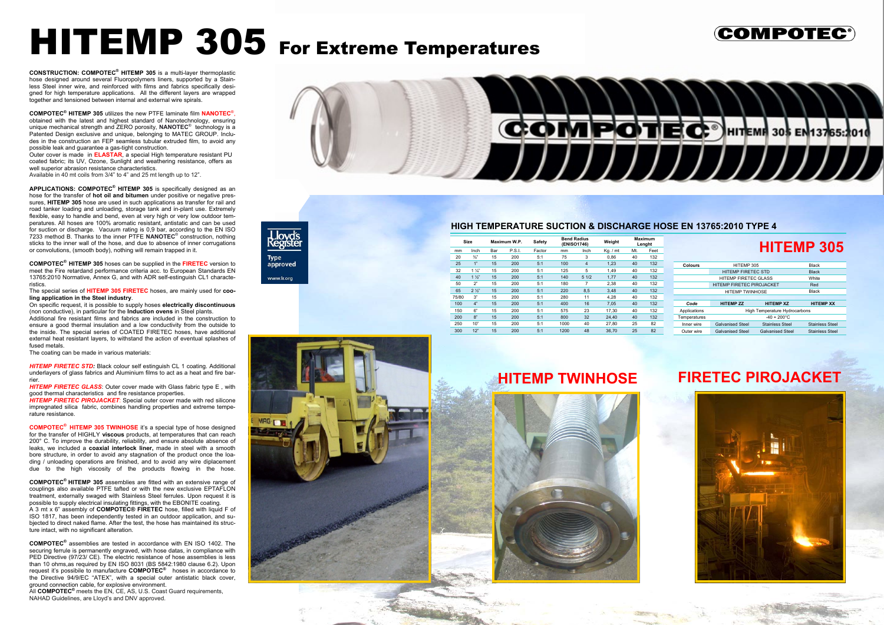# HITEMP 305 For Extreme Temperatures

COMPOTEC®

**CONSTRUCTION: COMPOTEC® HITEMP 305** is a multi-layer thermoplastic hose designed around several Fluoropolymers liners, supported by a Stainless Steel inner wire, and reinforced with films and fabrics specifically designed for high temperature applications. All the different layers are wrapped together and tensioned between internal and external wire spirals.

**COMPOTEC® HITEMP 305** utilizes the new PTFE laminate film **NANOTEC®**, obtained with the latest and highest standard of Nanotechnology, ensuring unique mechanical strength and ZERO porosity, **NANOTEC®** technology is a Patented Design exclusive and unique, belonging to MATEC GROUP. Includes in the construction an FEP seamless tubular extruded film, to avoid any possible leak and guarantee a gas-tight construction.
Outer cover is made in **ELASTAR**, a special High temperature resistant PU coated fabric; its UV, Ozone, Sunlight and weathering resistance, offers as well superior abrasion resistance characteristics.
Available in 40 mt coils from 3/4" to 4" and 25 mt length up to 12".

**APPLICATIONS: COMPOTEC® HITEMP 305** is specifically designed as an hose for the transfer of **hot oil and bitumen** under positive or negative pressures, **HITEMP 305** hose are used in such applications as transfer for rail and road tanker loading and unloading, storage tank and in-plant use. Extremely flexible, easy to handle and bend, even at very high or very low outdoor temperatures. All hoses are 100% aromatic resistant, antistatic and can be used for suction or discharge. Vacuum rating is 0,9 bar, according to the EN ISO 7233 method B. Thanks to the inner PTFE **NANOTEC®** construction, nothing sticks to the inner wall of the hose, and due to absence of inner corrugations or convolutions, (smooth body), nothing will remain trapped in it.

**COMPOTEC® HITEMP 305** hoses can be supplied in the **FIRETEC** version to meet the Fire retardand performance criteria acc. to European Standards EN 13765:2010 Normative, Annex G, and with ADR self-estinguish CL1 characteristics.
The special series of **HITEMP 305 FIRETEC** hoses, are mainly used for **cooling application in the Steel industry**.
On specific request, it is possible to supply hoses **electrically discontinuous** (non conductive), in particular for the **Induction ovens** in Steel plants.
Additional fire resistant films and fabrics are included in the construction to ensure a good thermal insulation and a low conductivity from the outside to the inside. The special series of COATED FIRETEC hoses, have additional external heat resistant layers, to withstand the action of eventual splashes of fused metals.
The coating can be made in various materials:

***HITEMP FIRETEC STD:*** Black colour self estinguish CL 1 coating. Additional underlayers of glass fabrics and Aluminium films to act as a heat and fire barrier.
***HITEMP FIRETEC GLASS***: Outer cover made with Glass fabric type E , with good thermal characteristics and fire resistance properties.
***HITEMP FIRETEC PIROJACKET***: Special outer cover made with red silicone impregnated silica fabric, combines handling properties and extreme temperature resistance.

**COMPOTEC® HITEMP 305 TWINHOSE** it's a special type of hose designed for the transfer of HIGHLY **viscous** products, at temperatures that can reach 200° C. To improve the durability, reliability, and ensure absolute absence of leaks, we included a **coaxial interlock liner,** made in steel with a smooth bore structure, in order to avoid any stagnation of the product once the loading / unloading operations are finished, and to avoid any wire diplacement due to the high viscosity of the products flowing in the hose.

**COMPOTEC® HITEMP 305** assemblies are fitted with an extensive range of couplings also available PTFE tafted or with the new exclusive EPTAFLON treatment, externally swaged with Stainless Steel ferrules. Upon request it is possible to supply electrical insulating fittings, with the EBONITE coating.
A 3 mt x 6" assembly of **COMPOTEC® FIRETEC** hose, filled with liquid F of ISO 1817, has been independently tested in an outdoor application, and subjected to direct naked flame. After the test, the hose has maintained its structure intact, with no significant alteration.

**COMPOTEC®** assemblies are tested in accordance with EN ISO 1402. The securing ferrule is permanently engraved, with hose datas, in compliance with PED Directive (97/23/ CE). The electric resistance of hose assemblies is less than 10 ohms,as required by EN ISO 8031 (BS 5842:1980 clause 6.2). Upon request it's possibile to manufacture **COMPOTEC®** hoses in accordance to the Directive 94/9/EC "ATEX", with a special outer antistatic black cover, ground connection cable, for explosive environment.
All **COMPOTEC®** meets the EN, CE, AS, U.S. Coast Guard requirements, NAHAD Guidelines, are Lloyd's and DNV approved.

Lloyd's Register Type approved www.lr.org

## HIGH TEMPERATURE SUCTION & DISCHARGE HOSE EN 13765:2010 TYPE 4

| Size | | Maximum W.P. | | Safety | Bend Radius (ENISO1746) | | Weight | Maximum Lenght | |
|---|---|---|---|---|---|---|---|---|---|
| mm | Inch | Bar | P.S.I. | Factor | mm | Inch | Kg. / mt | Mt. | Feet |
| 20 | ¾" | 15 | 200 | 5:1 | 75 | 3 | 0,86 | 40 | 132 |
| 25 | 1" | 15 | 200 | 5:1 | 100 | 4 | 1,23 | 40 | 132 |
| 32 | 1 ¼" | 15 | 200 | 5:1 | 125 | 5 | 1,49 | 40 | 132 |
| 40 | 1 ½" | 15 | 200 | 5:1 | 140 | 5 1/2 | 1,77 | 40 | 132 |
| 50 | 2" | 15 | 200 | 5:1 | 180 | 7 | 2,38 | 40 | 132 |
| 65 | 2 ½" | 15 | 200 | 5:1 | 220 | 8,5 | 3,48 | 40 | 132 |
| 75/80 | 3" | 15 | 200 | 5:1 | 280 | 11 | 4,28 | 40 | 132 |
| 100 | 4" | 15 | 200 | 5:1 | 400 | 16 | 7,05 | 40 | 132 |
| 150 | 6" | 15 | 200 | 5:1 | 575 | 23 | 17,30 | 40 | 132 |
| 200 | 8" | 15 | 200 | 5:1 | 800 | 32 | 24,40 | 40 | 132 |
| 250 | 10" | 15 | 200 | 5:1 | 1000 | 40 | 27,80 | 25 | 82 |
| 300 | 12" | 15 | 200 | 5:1 | 1200 | 48 | 36,70 | 25 | 82 |

## HITEMP 305

| Colours | | |
|---|---|---|
| | HITEMP 305 | Black |
| | HITEMP FIRETEC STD | Black |
| | HITEMP FIRETEC GLASS | White |
| | HITEMP FIRETEC PIROJACKET | Red |
| | HITEMP TWINHOSE | Black |

| *Code* | HITEMP ZZ | HITEMP XZ | HITEMP XX |
|---|---|---|---|
| Applications | High Temperature Hydrocarbons | | |
| Temperatures | -40 + 200°C | | |
| Inner wire | Galvanised Steel | Stainless Steel | Stainless Steel |
| Outer wire | Galvanised Steel | Galvanised Steel | Stainless Steel |

## HITEMP TWINHOSE

## FIRETEC PIROJACKET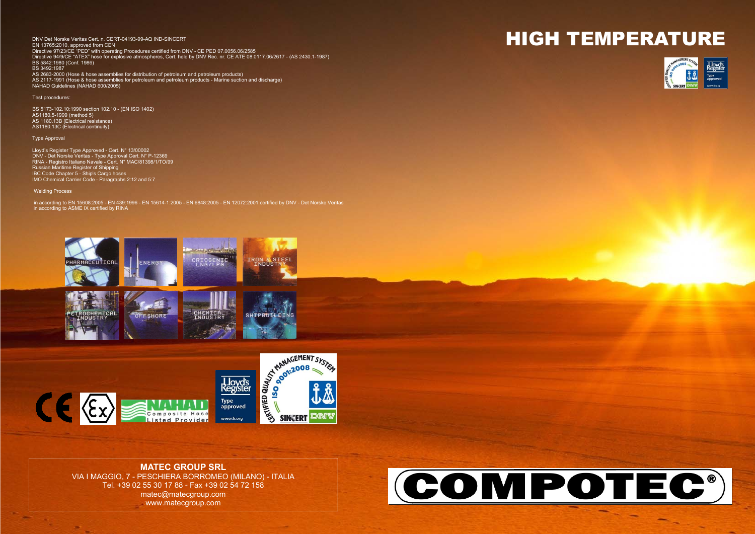# HIGH TEMPERATURE

DNV Det Norske Veritas Cert. n. CERT-04193-99-AQ IND-SINCERT
EN 13765:2010, approved from CEN
Directive 97/23/CE "PED" with operating Procedures certified from DNV - CE PED 07.0056.06/2585
Directive 94/9/CE "ATEX" hose for explosive atmospheres, Cert. held by DNV Rec. nr. CE ATE 08.0117.06/2617 - (AS 2430.1-1987)
BS 5842:1980 (Conf. 1986)
BS 3492:1987
AS 2683-2000 (Hose & hose assemblies for distribution of petroleum and petroleum products)
AS 2117-1991 (Hose & hose assemblies for petroleum and petroleum products - Marine suction and discharge)
NAHAD Guidelines (NAHAD 600/2005)

Test procedures:

BS 5173-102.10:1990 section 102.10 - (EN ISO 1402)
AS1180.5-1999 (method 5)
AS 1180.13B (Electrical resistance)
AS1180.13C (Electrical continuity)

Type Approval

Lloyd's Register Type Approved - Cert. N° 13/00002
DNV - Det Norske Veritas - Type Approval Cert. N° P-12369
RINA - Registro Italiano Navale - Cert. N° MAC/81398/1/TO/99
Russian Maritime Register of Shipping
IBC Code Chapter 5 - Ship's Cargo hoses
IMO Chemical Carrier Code - Paragraphs 2:12 and 5:7

Welding Process

in according to EN 15608:2005 - EN 439:1996 - EN 15614-1:2005 - EN 6848:2005 - EN 12072:2001 certified by DNV - Det Norske Veritas
in according to ASME IX certified by RINA

PHARMACEUTICAL | ENERGY | CRIOGENIC LNG/LPG | IRON & STEEL INDUSTRY

PETROCHEMICAL INDUSTRY | OFFSHORE | CHEMICAL INDUSTRY | SHIPBUILDING

**MATEC GROUP SRL**
VIA I MAGGIO, 7 - PESCHIERA BORROMEO (MILANO) - ITALIA
Tel. +39 02 55 30 17 88 - Fax +39 02 54 72 158
matec@matecgroup.com
www.matecgroup.com

COMPOTEC®